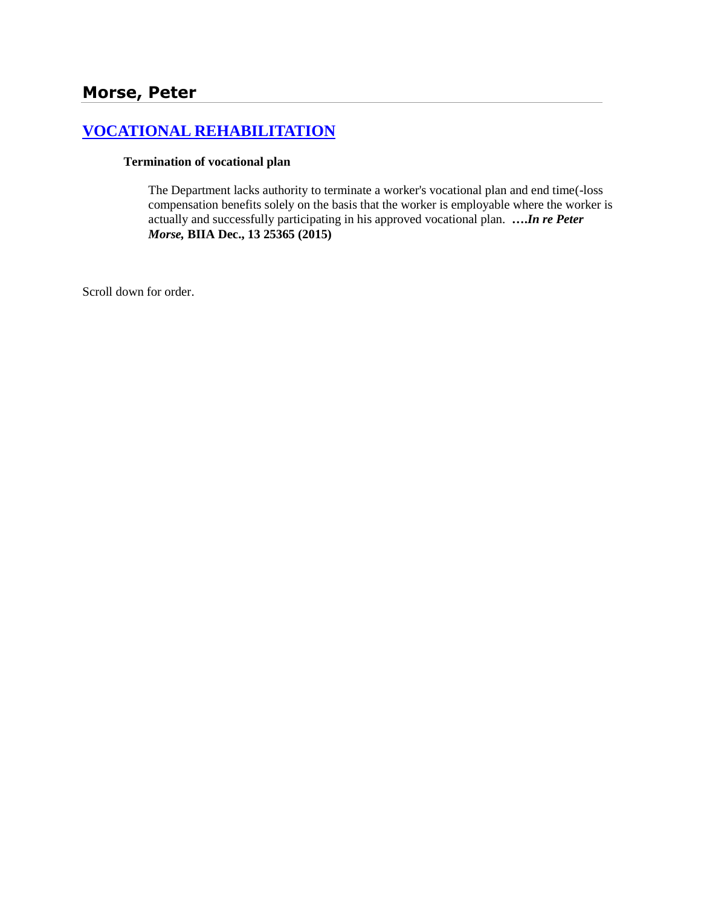# Morse, Peter

## VOCATIONAL REHABILITATION

**Termination of vocational plan**

The Department lacks authority to terminate a worker's vocational plan and end time(-loss compensation benefits solely on the basis that the worker is employable where the worker is actually and successfully participating in his approved vocational plan. ****….In re Peter Morse,* BIIA Dec., 13 25365 (2015)**

Scroll down for order.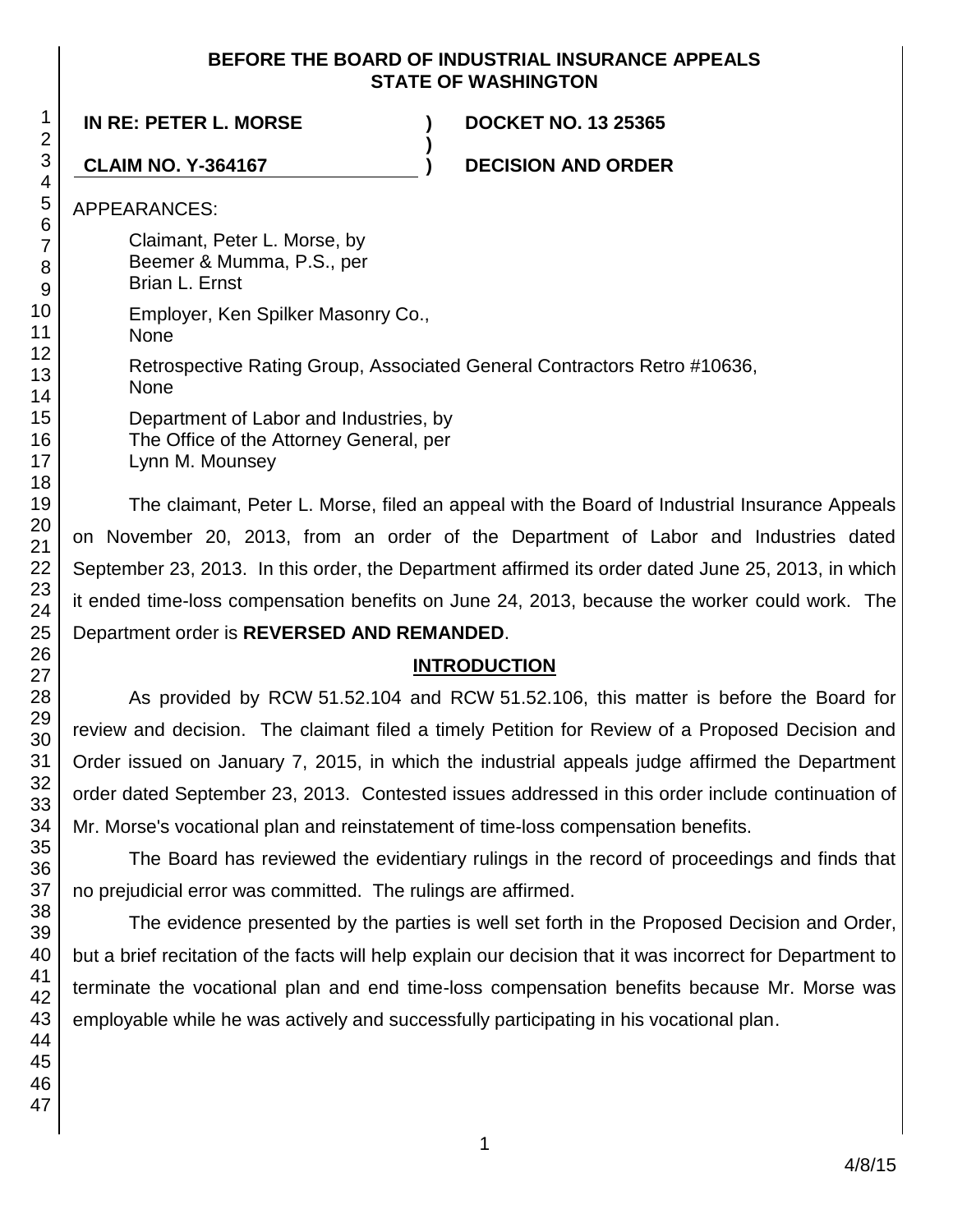**BEFORE THE BOARD OF INDUSTRIAL INSURANCE APPEALS**
**STATE OF WASHINGTON**

| | | |
|---|---|---|
| **IN RE: PETER L. MORSE** | **)** | **DOCKET NO. 13 25365** |
| | **)** | |
| **CLAIM NO. Y-364167** | **)** | **DECISION AND ORDER** |

APPEARANCES:

Claimant, Peter L. Morse, by
Beemer & Mumma, P.S., per
Brian L. Ernst

Employer, Ken Spilker Masonry Co.,
None

Retrospective Rating Group, Associated General Contractors Retro #10636,
None

Department of Labor and Industries, by
The Office of the Attorney General, per
Lynn M. Mounsey

The claimant, Peter L. Morse, filed an appeal with the Board of Industrial Insurance Appeals on November 20, 2013, from an order of the Department of Labor and Industries dated September 23, 2013. In this order, the Department affirmed its order dated June 25, 2013, in which it ended time-loss compensation benefits on June 24, 2013, because the worker could work. The Department order is **REVERSED AND REMANDED**.

## INTRODUCTION

As provided by RCW 51.52.104 and RCW 51.52.106, this matter is before the Board for review and decision. The claimant filed a timely Petition for Review of a Proposed Decision and Order issued on January 7, 2015, in which the industrial appeals judge affirmed the Department order dated September 23, 2013. Contested issues addressed in this order include continuation of Mr. Morse's vocational plan and reinstatement of time-loss compensation benefits.

The Board has reviewed the evidentiary rulings in the record of proceedings and finds that no prejudicial error was committed. The rulings are affirmed.

The evidence presented by the parties is well set forth in the Proposed Decision and Order, but a brief recitation of the facts will help explain our decision that it was incorrect for Department to terminate the vocational plan and end time-loss compensation benefits because Mr. Morse was employable while he was actively and successfully participating in his vocational plan.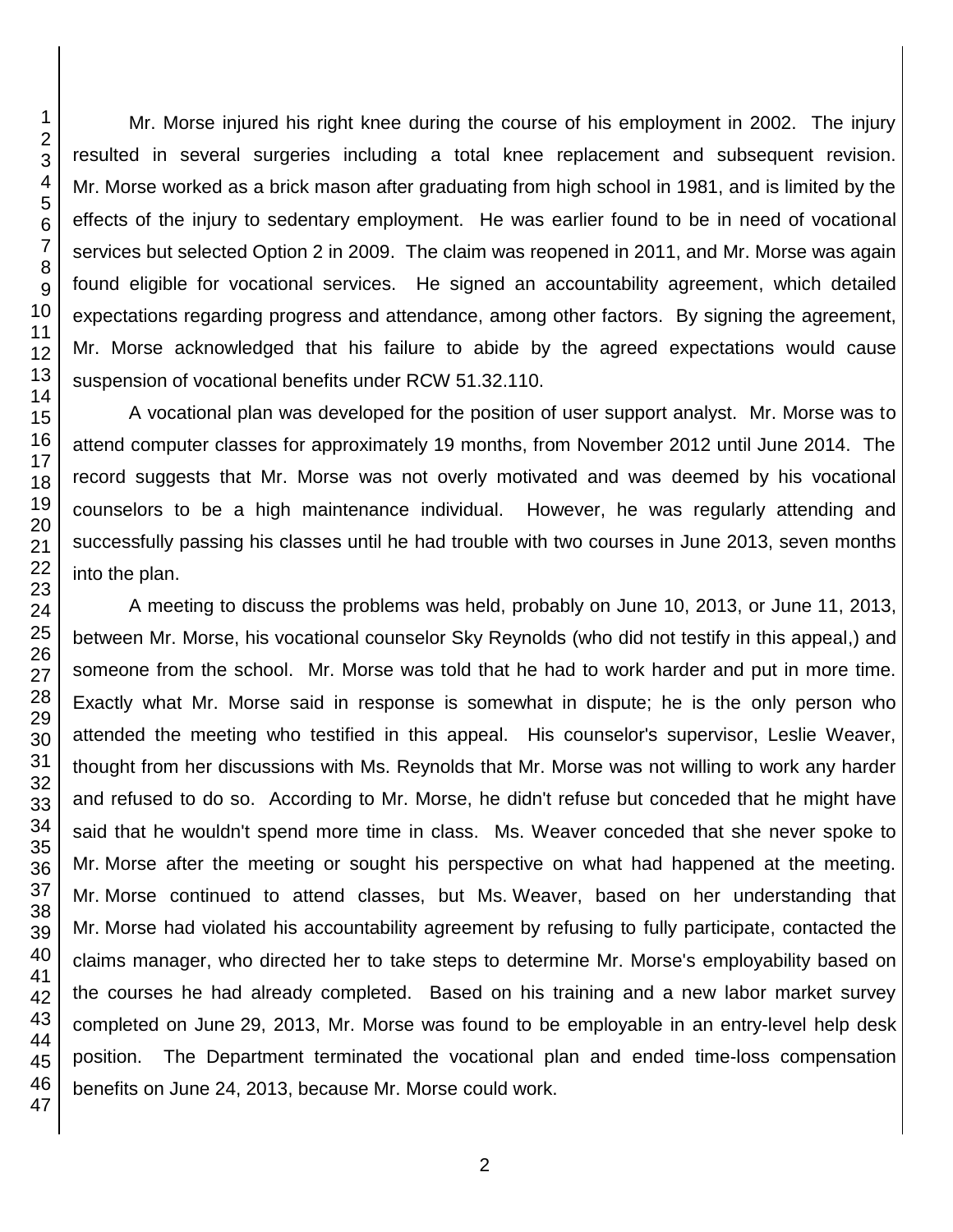Mr. Morse injured his right knee during the course of his employment in 2002. The injury resulted in several surgeries including a total knee replacement and subsequent revision. Mr. Morse worked as a brick mason after graduating from high school in 1981, and is limited by the effects of the injury to sedentary employment. He was earlier found to be in need of vocational services but selected Option 2 in 2009. The claim was reopened in 2011, and Mr. Morse was again found eligible for vocational services. He signed an accountability agreement, which detailed expectations regarding progress and attendance, among other factors. By signing the agreement, Mr. Morse acknowledged that his failure to abide by the agreed expectations would cause suspension of vocational benefits under RCW 51.32.110.

A vocational plan was developed for the position of user support analyst. Mr. Morse was to attend computer classes for approximately 19 months, from November 2012 until June 2014. The record suggests that Mr. Morse was not overly motivated and was deemed by his vocational counselors to be a high maintenance individual. However, he was regularly attending and successfully passing his classes until he had trouble with two courses in June 2013, seven months into the plan.

A meeting to discuss the problems was held, probably on June 10, 2013, or June 11, 2013, between Mr. Morse, his vocational counselor Sky Reynolds (who did not testify in this appeal,) and someone from the school. Mr. Morse was told that he had to work harder and put in more time. Exactly what Mr. Morse said in response is somewhat in dispute; he is the only person who attended the meeting who testified in this appeal. His counselor's supervisor, Leslie Weaver, thought from her discussions with Ms. Reynolds that Mr. Morse was not willing to work any harder and refused to do so. According to Mr. Morse, he didn't refuse but conceded that he might have said that he wouldn't spend more time in class. Ms. Weaver conceded that she never spoke to Mr. Morse after the meeting or sought his perspective on what had happened at the meeting. Mr. Morse continued to attend classes, but Ms. Weaver, based on her understanding that Mr. Morse had violated his accountability agreement by refusing to fully participate, contacted the claims manager, who directed her to take steps to determine Mr. Morse's employability based on the courses he had already completed. Based on his training and a new labor market survey completed on June 29, 2013, Mr. Morse was found to be employable in an entry-level help desk position. The Department terminated the vocational plan and ended time-loss compensation benefits on June 24, 2013, because Mr. Morse could work.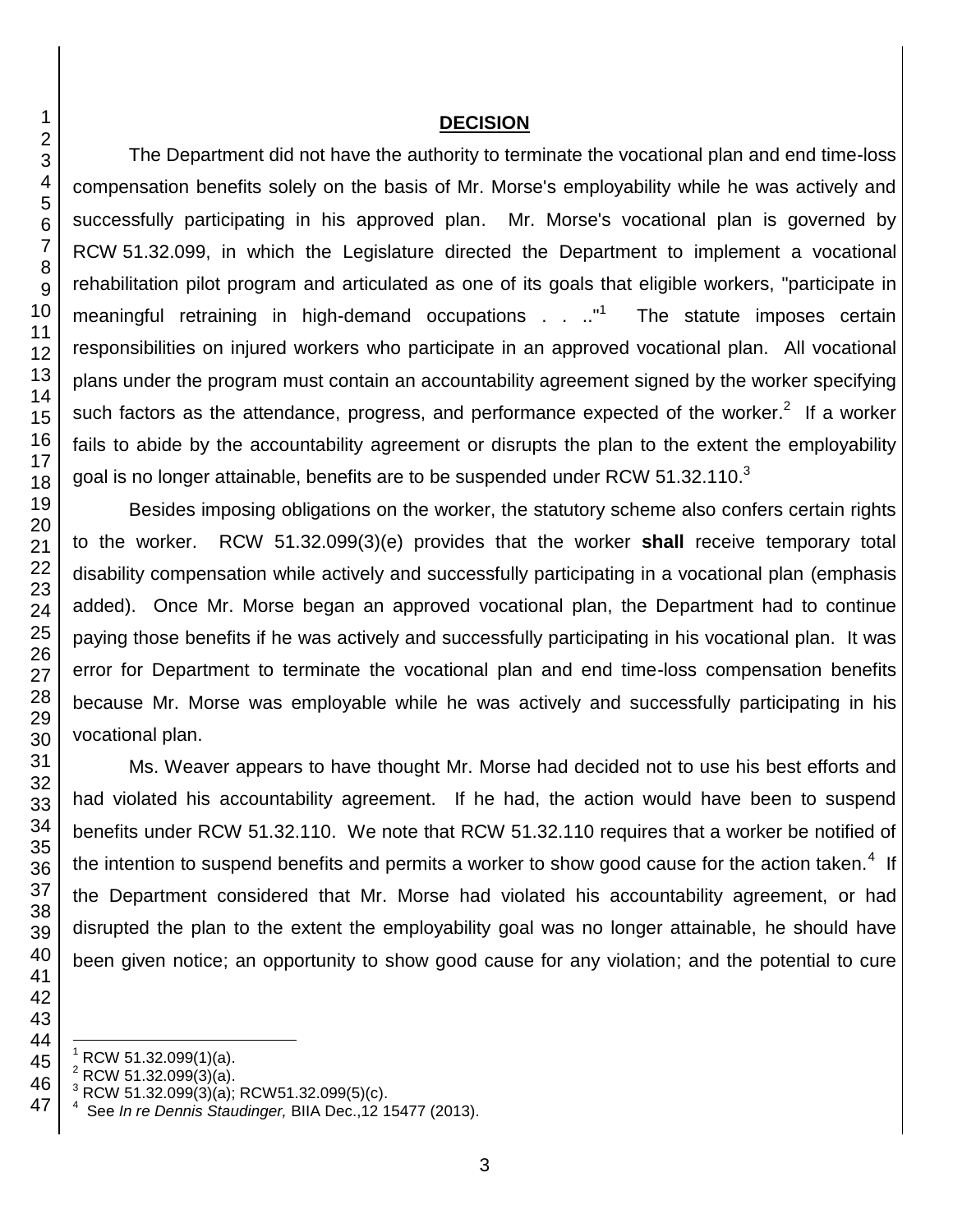## DECISION

The Department did not have the authority to terminate the vocational plan and end time-loss compensation benefits solely on the basis of Mr. Morse's employability while he was actively and successfully participating in his approved plan. Mr. Morse's vocational plan is governed by RCW 51.32.099, in which the Legislature directed the Department to implement a vocational rehabilitation pilot program and articulated as one of its goals that eligible workers, "participate in meaningful retraining in high-demand occupations . . .."[1] The statute imposes certain responsibilities on injured workers who participate in an approved vocational plan. All vocational plans under the program must contain an accountability agreement signed by the worker specifying such factors as the attendance, progress, and performance expected of the worker.[2] If a worker fails to abide by the accountability agreement or disrupts the plan to the extent the employability goal is no longer attainable, benefits are to be suspended under RCW 51.32.110.[3]

Besides imposing obligations on the worker, the statutory scheme also confers certain rights to the worker. RCW 51.32.099(3)(e) provides that the worker **shall** receive temporary total disability compensation while actively and successfully participating in a vocational plan (emphasis added). Once Mr. Morse began an approved vocational plan, the Department had to continue paying those benefits if he was actively and successfully participating in his vocational plan. It was error for Department to terminate the vocational plan and end time-loss compensation benefits because Mr. Morse was employable while he was actively and successfully participating in his vocational plan.

Ms. Weaver appears to have thought Mr. Morse had decided not to use his best efforts and had violated his accountability agreement. If he had, the action would have been to suspend benefits under RCW 51.32.110. We note that RCW 51.32.110 requires that a worker be notified of the intention to suspend benefits and permits a worker to show good cause for the action taken.[4] If the Department considered that Mr. Morse had violated his accountability agreement, or had disrupted the plan to the extent the employability goal was no longer attainable, he should have been given notice; an opportunity to show good cause for any violation; and the potential to cure

---

[1] RCW 51.32.099(1)(a).
[2] RCW 51.32.099(3)(a).
[3] RCW 51.32.099(3)(a); RCW51.32.099(5)(c).
[4] See *In re Dennis Staudinger,* BIIA Dec.,12 15477 (2013).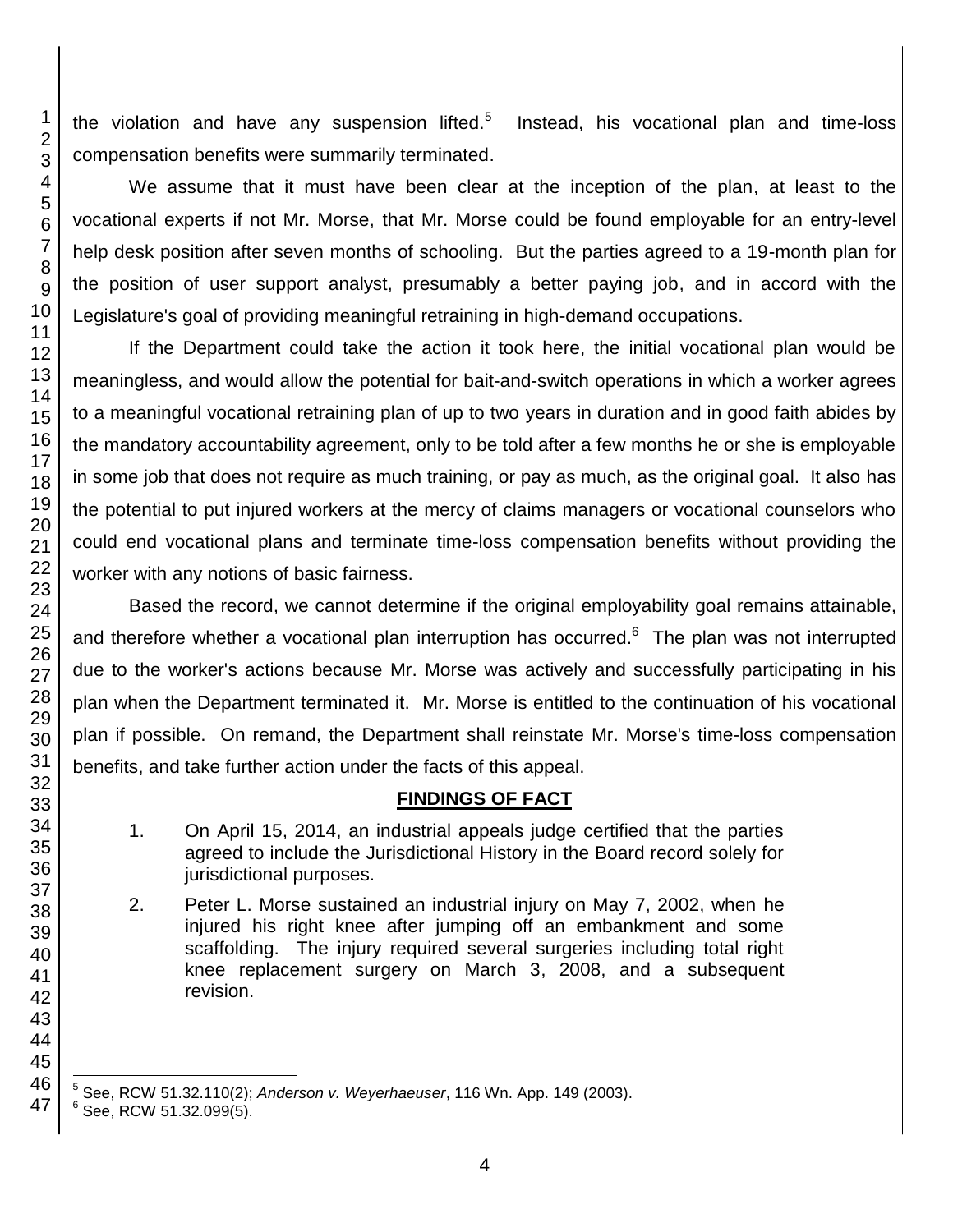the violation and have any suspension lifted.[5] Instead, his vocational plan and time-loss compensation benefits were summarily terminated.

We assume that it must have been clear at the inception of the plan, at least to the vocational experts if not Mr. Morse, that Mr. Morse could be found employable for an entry-level help desk position after seven months of schooling. But the parties agreed to a 19-month plan for the position of user support analyst, presumably a better paying job, and in accord with the Legislature's goal of providing meaningful retraining in high-demand occupations.

If the Department could take the action it took here, the initial vocational plan would be meaningless, and would allow the potential for bait-and-switch operations in which a worker agrees to a meaningful vocational retraining plan of up to two years in duration and in good faith abides by the mandatory accountability agreement, only to be told after a few months he or she is employable in some job that does not require as much training, or pay as much, as the original goal. It also has the potential to put injured workers at the mercy of claims managers or vocational counselors who could end vocational plans and terminate time-loss compensation benefits without providing the worker with any notions of basic fairness.

Based the record, we cannot determine if the original employability goal remains attainable, and therefore whether a vocational plan interruption has occurred.[6] The plan was not interrupted due to the worker's actions because Mr. Morse was actively and successfully participating in his plan when the Department terminated it. Mr. Morse is entitled to the continuation of his vocational plan if possible. On remand, the Department shall reinstate Mr. Morse's time-loss compensation benefits, and take further action under the facts of this appeal.

## FINDINGS OF FACT

1. On April 15, 2014, an industrial appeals judge certified that the parties agreed to include the Jurisdictional History in the Board record solely for jurisdictional purposes.

2. Peter L. Morse sustained an industrial injury on May 7, 2002, when he injured his right knee after jumping off an embankment and some scaffolding. The injury required several surgeries including total right knee replacement surgery on March 3, 2008, and a subsequent revision.

---

[5] See, RCW 51.32.110(2); *Anderson v. Weyerhaeuser*, 116 Wn. App. 149 (2003).

[6] See, RCW 51.32.099(5).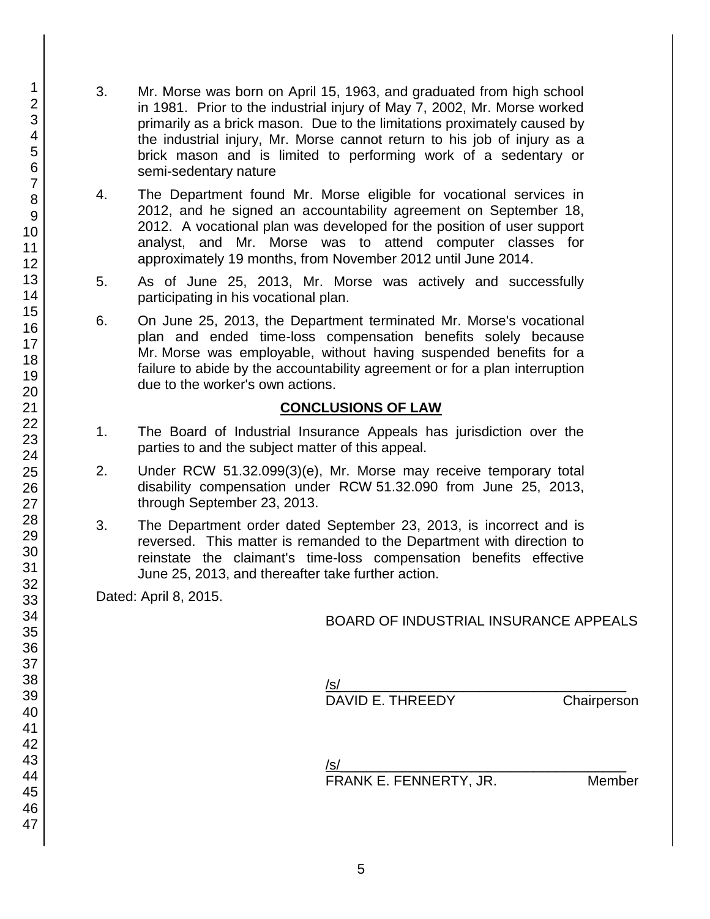3. Mr. Morse was born on April 15, 1963, and graduated from high school in 1981. Prior to the industrial injury of May 7, 2002, Mr. Morse worked primarily as a brick mason. Due to the limitations proximately caused by the industrial injury, Mr. Morse cannot return to his job of injury as a brick mason and is limited to performing work of a sedentary or semi-sedentary nature

4. The Department found Mr. Morse eligible for vocational services in 2012, and he signed an accountability agreement on September 18, 2012. A vocational plan was developed for the position of user support analyst, and Mr. Morse was to attend computer classes for approximately 19 months, from November 2012 until June 2014.

5. As of June 25, 2013, Mr. Morse was actively and successfully participating in his vocational plan.

6. On June 25, 2013, the Department terminated Mr. Morse's vocational plan and ended time-loss compensation benefits solely because Mr. Morse was employable, without having suspended benefits for a failure to abide by the accountability agreement or for a plan interruption due to the worker's own actions.

## CONCLUSIONS OF LAW

1. The Board of Industrial Insurance Appeals has jurisdiction over the parties to and the subject matter of this appeal.

2. Under RCW 51.32.099(3)(e), Mr. Morse may receive temporary total disability compensation under RCW 51.32.090 from June 25, 2013, through September 23, 2013.

3. The Department order dated September 23, 2013, is incorrect and is reversed. This matter is remanded to the Department with direction to reinstate the claimant's time-loss compensation benefits effective June 25, 2013, and thereafter take further action.

Dated: April 8, 2015.

BOARD OF INDUSTRIAL INSURANCE APPEALS

/s/
DAVID E. THREEDY Chairperson

/s/
FRANK E. FENNERTY, JR. Member